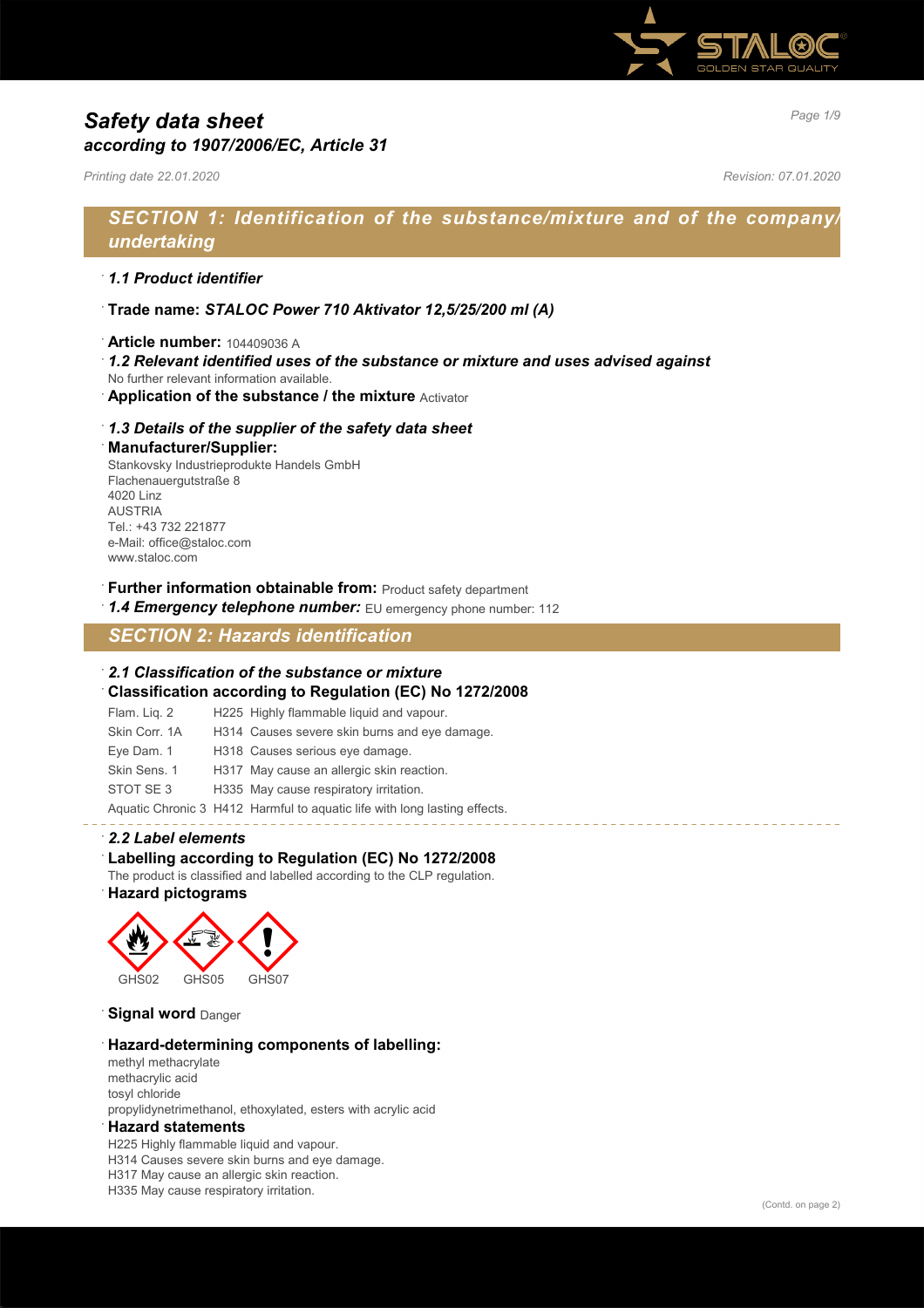# Safety data sheet
## according to 1907/2006/EC, Article 31

*Printing date 22.01.2020* *Revision: 07.01.2020*

## SECTION 1: Identification of the substance/mixture and of the company/undertaking

· ***1.1 Product identifier***

· **Trade name:** ***STALOC Power 710 Aktivator 12,5/25/200 ml (A)***

· **Article number:** 104409036 A

· ***1.2 Relevant identified uses of the substance or mixture and uses advised against***
No further relevant information available.

· **Application of the substance / the mixture** Activator

· ***1.3 Details of the supplier of the safety data sheet***

· **Manufacturer/Supplier:**
Stankovsky Industrieprodukte Handels GmbH
Flachenauergutstraße 8
4020 Linz
AUSTRIA
Tel.: +43 732 221877
e-Mail: office@staloc.com
www.staloc.com

· **Further information obtainable from:** Product safety department

· ***1.4 Emergency telephone number:*** EU emergency phone number: 112

## SECTION 2: Hazards identification

· ***2.1 Classification of the substance or mixture***

· **Classification according to Regulation (EC) No 1272/2008**

| | |
|---|---|
| Flam. Liq. 2 | H225 Highly flammable liquid and vapour. |
| Skin Corr. 1A | H314 Causes severe skin burns and eye damage. |
| Eye Dam. 1 | H318 Causes serious eye damage. |
| Skin Sens. 1 | H317 May cause an allergic skin reaction. |
| STOT SE 3 | H335 May cause respiratory irritation. |
| Aquatic Chronic 3 | H412 Harmful to aquatic life with long lasting effects. |

· ***2.2 Label elements***

· **Labelling according to Regulation (EC) No 1272/2008**
The product is classified and labelled according to the CLP regulation.

· **Hazard pictograms**

GHS02 GHS05 GHS07

· **Signal word** Danger

· **Hazard-determining components of labelling:**
methyl methacrylate
methacrylic acid
tosyl chloride
propylidynetrimethanol, ethoxylated, esters with acrylic acid

· **Hazard statements**
H225 Highly flammable liquid and vapour.
H314 Causes severe skin burns and eye damage.
H317 May cause an allergic skin reaction.
H335 May cause respiratory irritation.

(Contd. on page 2)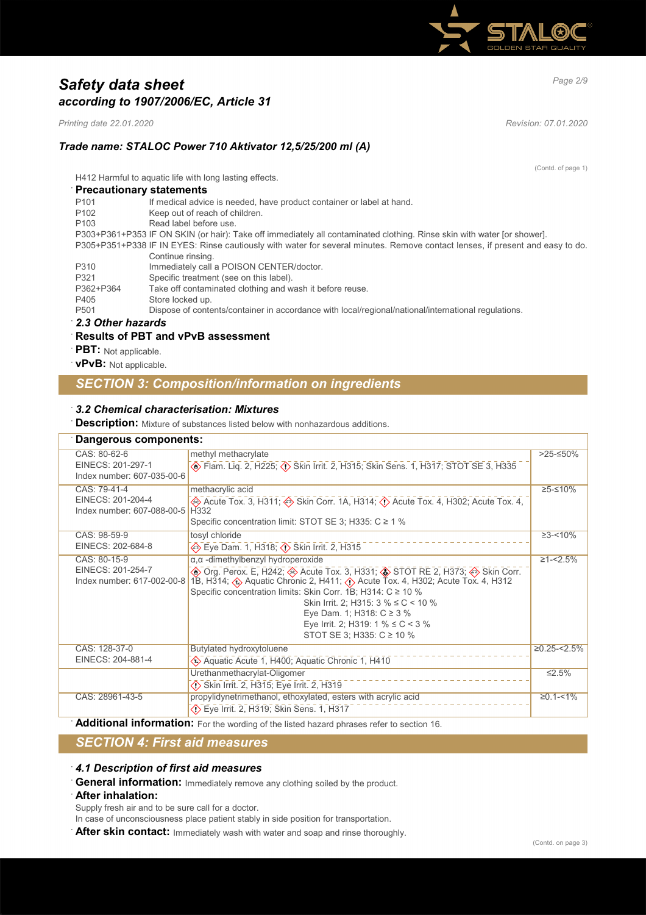# Safety data sheet
## according to 1907/2006/EC, Article 31

*Printing date 22.01.2020* *Revision: 07.01.2020*

### Trade name: STALOC Power 710 Aktivator 12,5/25/200 ml (A)

(Contd. of page 1)

H412 Harmful to aquatic life with long lasting effects.

**Precautionary statements**

| | |
|---|---|
| P101 | If medical advice is needed, have product container or label at hand. |
| P102 | Keep out of reach of children. |
| P103 | Read label before use. |
| P303+P361+P353 | IF ON SKIN (or hair): Take off immediately all contaminated clothing. Rinse skin with water [or shower]. |
| P305+P351+P338 | IF IN EYES: Rinse cautiously with water for several minutes. Remove contact lenses, if present and easy to do. Continue rinsing. |
| P310 | Immediately call a POISON CENTER/doctor. |
| P321 | Specific treatment (see on this label). |
| P362+P364 | Take off contaminated clothing and wash it before reuse. |
| P405 | Store locked up. |
| P501 | Dispose of contents/container in accordance with local/regional/national/international regulations. |

***2.3 Other hazards***

**Results of PBT and vPvB assessment**

**PBT:** Not applicable.

**vPvB:** Not applicable.

## SECTION 3: Composition/information on ingredients

***3.2 Chemical characterisation: Mixtures***

**Description:** Mixture of substances listed below with nonhazardous additions.

**Dangerous components:**

| | | |
|---|---|---|
| CAS: 80-62-6<br>EINECS: 201-297-1<br>Index number: 607-035-00-6 | methyl methacrylate<br>Flam. Liq. 2, H225; Skin Irrit. 2, H315; Skin Sens. 1, H317; STOT SE 3, H335 | >25-≤50% |
| CAS: 79-41-4<br>EINECS: 201-204-4<br>Index number: 607-088-00-5 | methacrylic acid<br>Acute Tox. 3, H311; Skin Corr. 1A, H314; Acute Tox. 4, H302; Acute Tox. 4, H332<br>Specific concentration limit: STOT SE 3; H335: C ≥ 1 % | ≥5-≤10% |
| CAS: 98-59-9<br>EINECS: 202-684-8 | tosyl chloride<br>Eye Dam. 1, H318; Skin Irrit. 2, H315 | ≥3-<10% |
| CAS: 80-15-9<br>EINECS: 201-254-7<br>Index number: 617-002-00-8 | α,α -dimethylbenzyl hydroperoxide<br>Org. Perox. E, H242; Acute Tox. 3, H331; STOT RE 2, H373; Skin Corr. 1B, H314; Aquatic Chronic 2, H411; Acute Tox. 4, H302; Acute Tox. 4, H312<br>Specific concentration limits: Skin Corr. 1B; H314: C ≥ 10 %<br>Skin Irrit. 2; H315: 3 % ≤ C < 10 %<br>Eye Dam. 1; H318: C ≥ 3 %<br>Eye Irrit. 2; H319: 1 % ≤ C < 3 %<br>STOT SE 3; H335: C ≥ 10 % | ≥1-<2.5% |
| CAS: 128-37-0<br>EINECS: 204-881-4 | Butylated hydroxytoluene<br>Aquatic Acute 1, H400; Aquatic Chronic 1, H410 | ≥0.25-<2.5% |
| | Urethanmethacrylat-Oligomer<br>Skin Irrit. 2, H315; Eye Irrit. 2, H319 | ≤2.5% |
| CAS: 28961-43-5 | propylidynetrimethanol, ethoxylated, esters with acrylic acid<br>Eye Irrit. 2, H319; Skin Sens. 1, H317 | ≥0.1-<1% |

**Additional information:** For the wording of the listed hazard phrases refer to section 16.

## SECTION 4: First aid measures

***4.1 Description of first aid measures***

**General information:** Immediately remove any clothing soiled by the product.

**After inhalation:**

Supply fresh air and to be sure call for a doctor.

In case of unconsciousness place patient stably in side position for transportation.

**After skin contact:** Immediately wash with water and soap and rinse thoroughly.

(Contd. on page 3)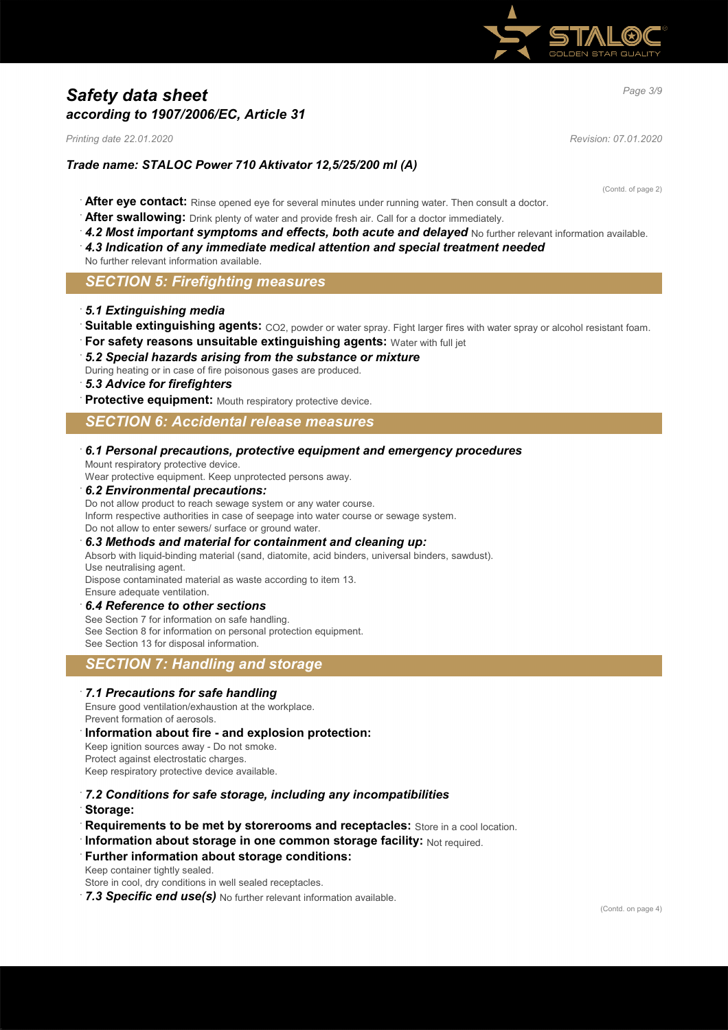(Contd. of page 2)

- **After eye contact:** Rinse opened eye for several minutes under running water. Then consult a doctor.
- **After swallowing:** Drink plenty of water and provide fresh air. Call for a doctor immediately.
- ***4.2 Most important symptoms and effects, both acute and delayed*** No further relevant information available.
- ***4.3 Indication of any immediate medical attention and special treatment needed***
  No further relevant information available.

## *SECTION 5: Firefighting measures*

- ***5.1 Extinguishing media***
- **Suitable extinguishing agents:** CO2, powder or water spray. Fight larger fires with water spray or alcohol resistant foam.
- **For safety reasons unsuitable extinguishing agents:** Water with full jet
- ***5.2 Special hazards arising from the substance or mixture***
  During heating or in case of fire poisonous gases are produced.
- ***5.3 Advice for firefighters***
- **Protective equipment:** Mouth respiratory protective device.

## *SECTION 6: Accidental release measures*

- ***6.1 Personal precautions, protective equipment and emergency procedures***
  Mount respiratory protective device.
  Wear protective equipment. Keep unprotected persons away.
- ***6.2 Environmental precautions:***
  Do not allow product to reach sewage system or any water course.
  Inform respective authorities in case of seepage into water course or sewage system.
  Do not allow to enter sewers/ surface or ground water.
- ***6.3 Methods and material for containment and cleaning up:***
  Absorb with liquid-binding material (sand, diatomite, acid binders, universal binders, sawdust).
  Use neutralising agent.
  Dispose contaminated material as waste according to item 13.
  Ensure adequate ventilation.
- ***6.4 Reference to other sections***
  See Section 7 for information on safe handling.
  See Section 8 for information on personal protection equipment.
  See Section 13 for disposal information.

## *SECTION 7: Handling and storage*

- ***7.1 Precautions for safe handling***
  Ensure good ventilation/exhaustion at the workplace.
  Prevent formation of aerosols.
- **Information about fire - and explosion protection:**
  Keep ignition sources away - Do not smoke.
  Protect against electrostatic charges.
  Keep respiratory protective device available.
- ***7.2 Conditions for safe storage, including any incompatibilities***
- **Storage:**
- **Requirements to be met by storerooms and receptacles:** Store in a cool location.
- **Information about storage in one common storage facility:** Not required.
- **Further information about storage conditions:**
  Keep container tightly sealed.
  Store in cool, dry conditions in well sealed receptacles.
- ***7.3 Specific end use(s)*** No further relevant information available.

(Contd. on page 4)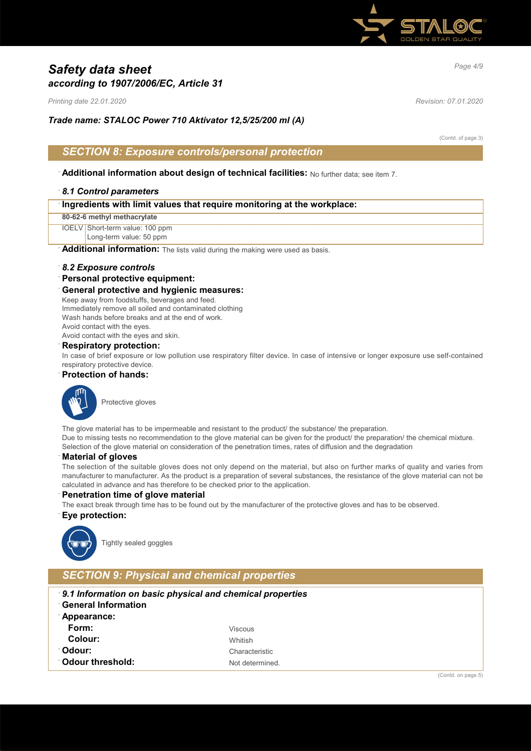# Safety data sheet
## according to 1907/2006/EC, Article 31

*Printing date 22.01.2020* *Revision: 07.01.2020*

***Trade name: STALOC Power 710 Aktivator 12,5/25/200 ml (A)***

(Contd. of page 3)

## SECTION 8: Exposure controls/personal protection

· **Additional information about design of technical facilities:** No further data; see item 7.

· ***8.1 Control parameters***

| · Ingredients with limit values that require monitoring at the workplace: | |
|---|---|
| **80-62-6 methyl methacrylate** | |
| IOELV | Short-term value: 100 ppm<br>Long-term value: 50 ppm |

· **Additional information:** The lists valid during the making were used as basis.

· ***8.2 Exposure controls***

· **Personal protective equipment:**

· **General protective and hygienic measures:**
Keep away from foodstuffs, beverages and feed.
Immediately remove all soiled and contaminated clothing
Wash hands before breaks and at the end of work.
Avoid contact with the eyes.
Avoid contact with the eyes and skin.

· **Respiratory protection:**
In case of brief exposure or low pollution use respiratory filter device. In case of intensive or longer exposure use self-contained respiratory protective device.

· **Protection of hands:**

Protective gloves

The glove material has to be impermeable and resistant to the product/ the substance/ the preparation.
Due to missing tests no recommendation to the glove material can be given for the product/ the preparation/ the chemical mixture.
Selection of the glove material on consideration of the penetration times, rates of diffusion and the degradation

· **Material of gloves**
The selection of the suitable gloves does not only depend on the material, but also on further marks of quality and varies from manufacturer to manufacturer. As the product is a preparation of several substances, the resistance of the glove material can not be calculated in advance and has therefore to be checked prior to the application.

· **Penetration time of glove material**
The exact break through time has to be found out by the manufacturer of the protective gloves and has to be observed.

· **Eye protection:**

Tightly sealed goggles

## SECTION 9: Physical and chemical properties

· ***9.1 Information on basic physical and chemical properties***

· **General Information**

| | |
|---|---|
| · **Appearance:** | |
| **Form:** | Viscous |
| **Colour:** | Whitish |
| · **Odour:** | Characteristic |
| · **Odour threshold:** | Not determined. |

(Contd. on page 5)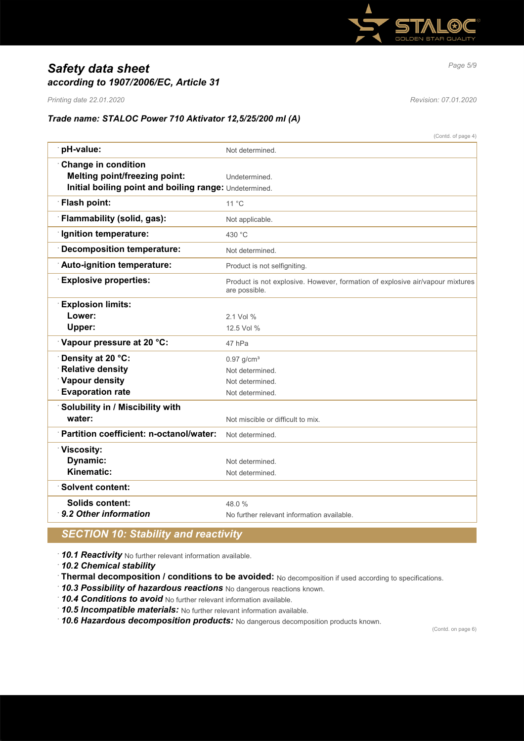*Trade name: STALOC Power 710 Aktivator 12,5/25/200 ml (A)*

(Contd. of page 4)

| | |
|---|---|
| **pH-value:** | Not determined. |
| **Change in condition** | |
| **Melting point/freezing point:** | Undetermined. |
| **Initial boiling point and boiling range:** | Undetermined. |
| **Flash point:** | 11 °C |
| **Flammability (solid, gas):** | Not applicable. |
| **Ignition temperature:** | 430 °C |
| **Decomposition temperature:** | Not determined. |
| **Auto-ignition temperature:** | Product is not selfigniting. |
| **Explosive properties:** | Product is not explosive. However, formation of explosive air/vapour mixtures are possible. |
| **Explosion limits:** | |
| **Lower:** | 2.1 Vol % |
| **Upper:** | 12.5 Vol % |
| **Vapour pressure at 20 °C:** | 47 hPa |
| **Density at 20 °C:** | 0.97 g/cm³ |
| **Relative density** | Not determined. |
| **Vapour density** | Not determined. |
| **Evaporation rate** | Not determined. |
| **Solubility in / Miscibility with water:** | Not miscible or difficult to mix. |
| **Partition coefficient: n-octanol/water:** | Not determined. |
| **Viscosity:** | |
| **Dynamic:** | Not determined. |
| **Kinematic:** | Not determined. |
| **Solvent content:** | |
| **Solids content:** | 48.0 % |
| ***9.2 Other information*** | No further relevant information available. |

## *SECTION 10: Stability and reactivity*

- ***10.1 Reactivity*** No further relevant information available.
- ***10.2 Chemical stability***
- **Thermal decomposition / conditions to be avoided:** No decomposition if used according to specifications.
- ***10.3 Possibility of hazardous reactions*** No dangerous reactions known.
- ***10.4 Conditions to avoid*** No further relevant information available.
- ***10.5 Incompatible materials:*** No further relevant information available.
- ***10.6 Hazardous decomposition products:*** No dangerous decomposition products known.

(Contd. on page 6)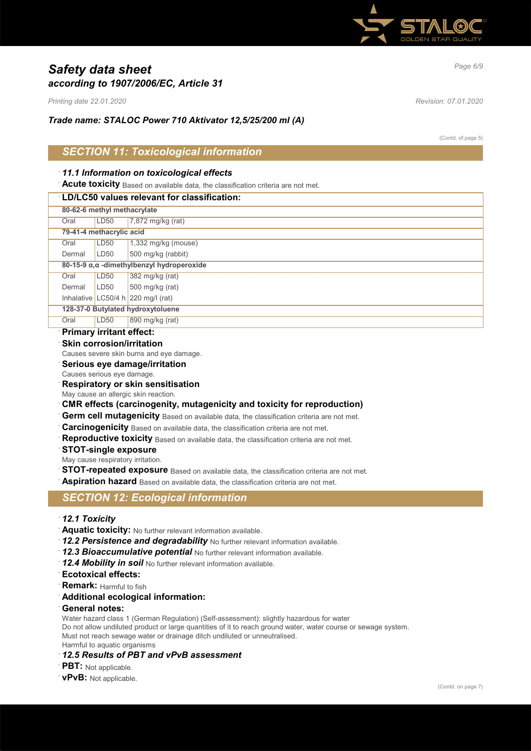*Safety data sheet*
*according to 1907/2006/EC, Article 31*

*Printing date 22.01.2020* *Revision: 07.01.2020*

***Trade name: STALOC Power 710 Aktivator 12,5/25/200 ml (A)***

(Contd. of page 5)

## *SECTION 11: Toxicological information*

· ***11.1 Information on toxicological effects***

· **Acute toxicity** Based on available data, the classification criteria are not met.

· **LD/LC50 values relevant for classification:**

| | | |
|---|---|---|
| **80-62-6 methyl methacrylate** | | |
| Oral | LD50 | 7,872 mg/kg (rat) |
| **79-41-4 methacrylic acid** | | |
| Oral | LD50 | 1,332 mg/kg (mouse) |
| Dermal | LD50 | 500 mg/kg (rabbit) |
| **80-15-9 α,α -dimethylbenzyl hydroperoxide** | | |
| Oral | LD50 | 382 mg/kg (rat) |
| Dermal | LD50 | 500 mg/kg (rat) |
| Inhalative | LC50/4 h | 220 mg/l (rat) |
| **128-37-0 Butylated hydroxytoluene** | | |
| Oral | LD50 | 890 mg/kg (rat) |

· **Primary irritant effect:**

· **Skin corrosion/irritation**
Causes severe skin burns and eye damage.

· **Serious eye damage/irritation**
Causes serious eye damage.

· **Respiratory or skin sensitisation**
May cause an allergic skin reaction.

· **CMR effects (carcinogenity, mutagenicity and toxicity for reproduction)**

· **Germ cell mutagenicity** Based on available data, the classification criteria are not met.

· **Carcinogenicity** Based on available data, the classification criteria are not met.

· **Reproductive toxicity** Based on available data, the classification criteria are not met.

· **STOT-single exposure**
May cause respiratory irritation.

· **STOT-repeated exposure** Based on available data, the classification criteria are not met.

· **Aspiration hazard** Based on available data, the classification criteria are not met.

## *SECTION 12: Ecological information*

· ***12.1 Toxicity***

· **Aquatic toxicity:** No further relevant information available.

· ***12.2 Persistence and degradability*** No further relevant information available.

· ***12.3 Bioaccumulative potential*** No further relevant information available.

· ***12.4 Mobility in soil*** No further relevant information available.

· **Ecotoxical effects:**

· **Remark:** Harmful to fish

· **Additional ecological information:**

· **General notes:**
Water hazard class 1 (German Regulation) (Self-assessment): slightly hazardous for water
Do not allow undiluted product or large quantities of it to reach ground water, water course or sewage system.
Must not reach sewage water or drainage ditch undiluted or unneutralised.
Harmful to aquatic organisms

· ***12.5 Results of PBT and vPvB assessment***

· **PBT:** Not applicable.

· **vPvB:** Not applicable.

(Contd. on page 7)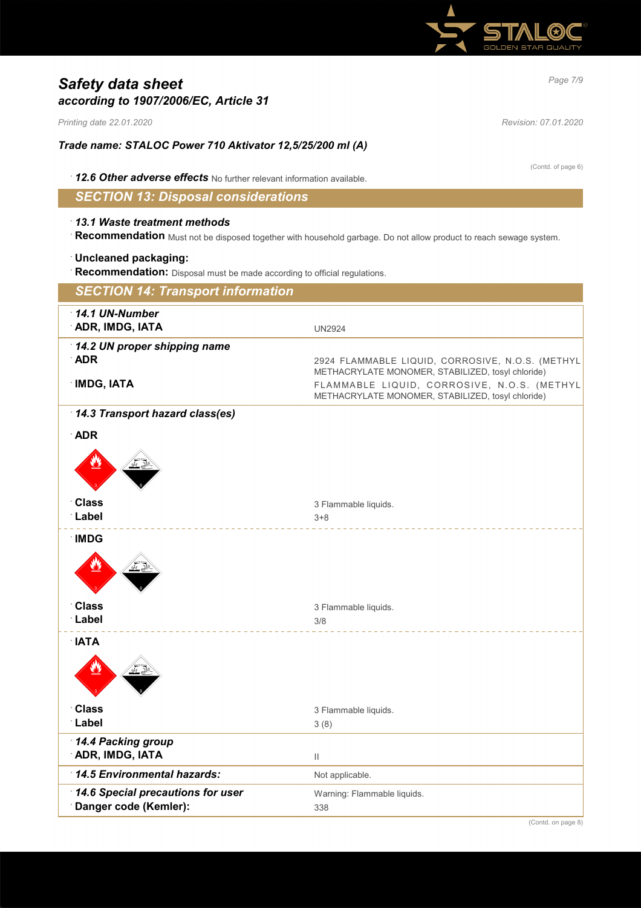# Safety data sheet
## according to 1907/2006/EC, Article 31

*Printing date 22.01.2020* *Revision: 07.01.2020*

### Trade name: STALOC Power 710 Aktivator 12,5/25/200 ml (A)

(Contd. of page 6)

· ***12.6 Other adverse effects*** No further relevant information available.

## SECTION 13: Disposal considerations

· ***13.1 Waste treatment methods***

· **Recommendation** Must not be disposed together with household garbage. Do not allow product to reach sewage system.

· **Uncleaned packaging:**

· **Recommendation:** Disposal must be made according to official regulations.

## SECTION 14: Transport information

| | |
|---|---|
| · ***14.1 UN-Number*** | |
| · **ADR, IMDG, IATA** | UN2924 |
| · ***14.2 UN proper shipping name*** | |
| · **ADR** | 2924 FLAMMABLE LIQUID, CORROSIVE, N.O.S. (METHYL METHACRYLATE MONOMER, STABILIZED, tosyl chloride) |
| · **IMDG, IATA** | FLAMMABLE LIQUID, CORROSIVE, N.O.S. (METHYL METHACRYLATE MONOMER, STABILIZED, tosyl chloride) |
| · ***14.3 Transport hazard class(es)*** | |
| · **ADR** | |
| · **Class** | 3 Flammable liquids. |
| · **Label** | 3+8 |
| · **IMDG** | |
| · **Class** | 3 Flammable liquids. |
| · **Label** | 3/8 |
| · **IATA** | |
| · **Class** | 3 Flammable liquids. |
| · **Label** | 3 (8) |
| · ***14.4 Packing group*** | |
| · **ADR, IMDG, IATA** | II |
| · ***14.5 Environmental hazards:*** | Not applicable. |
| · ***14.6 Special precautions for user*** | Warning: Flammable liquids. |
| · **Danger code (Kemler):** | 338 |

(Contd. on page 8)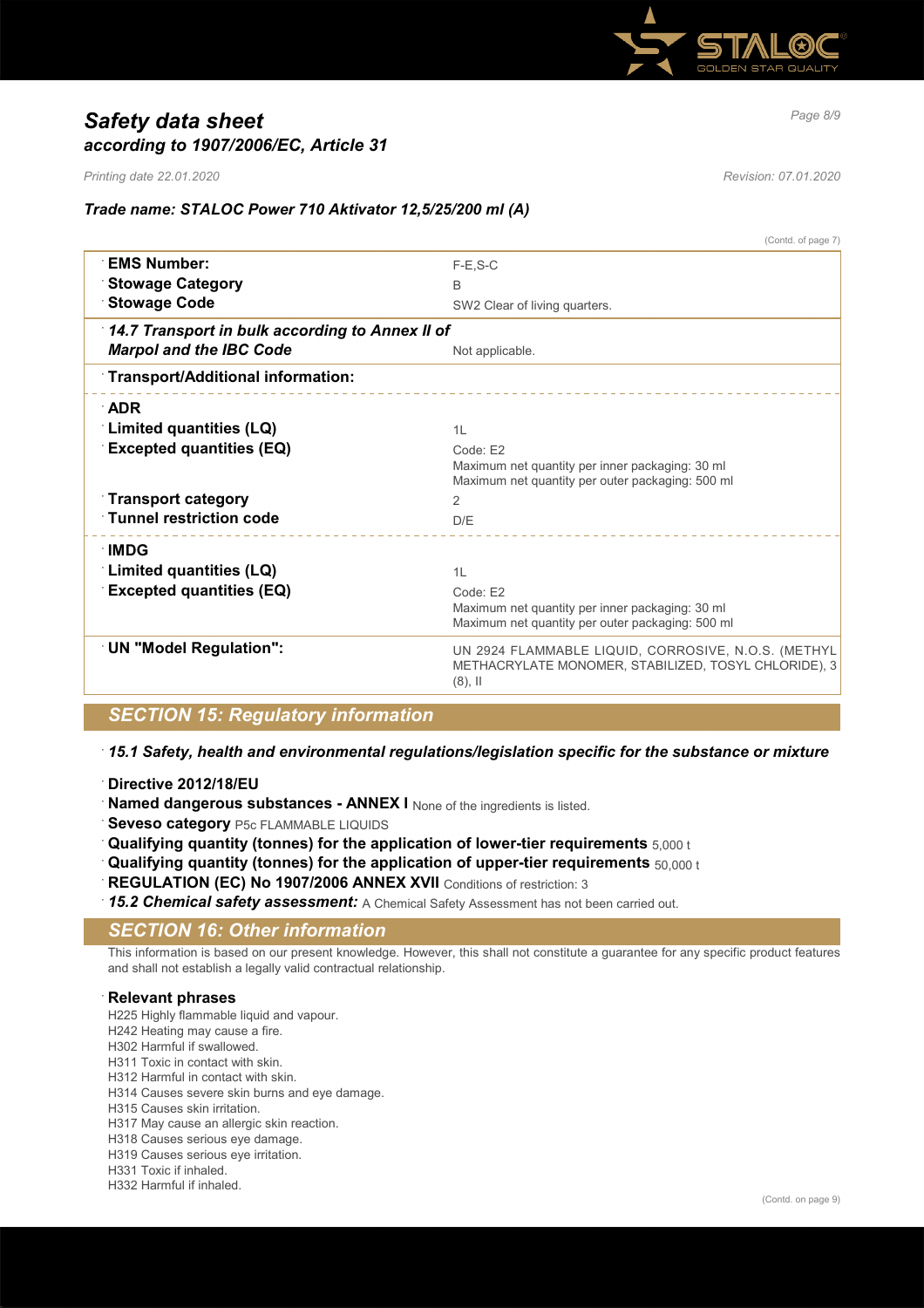(Contd. of page 7)

| | |
|---|---|
| **EMS Number:** | F-E,S-C |
| **Stowage Category** | B |
| **Stowage Code** | SW2 Clear of living quarters. |
| ***14.7 Transport in bulk according to Annex II of Marpol and the IBC Code*** | Not applicable. |
| **Transport/Additional information:** | |
| **ADR** | |
| **Limited quantities (LQ)** | 1L |
| **Excepted quantities (EQ)** | Code: E2<br>Maximum net quantity per inner packaging: 30 ml<br>Maximum net quantity per outer packaging: 500 ml |
| **Transport category** | 2 |
| **Tunnel restriction code** | D/E |
| **IMDG** | |
| **Limited quantities (LQ)** | 1L |
| **Excepted quantities (EQ)** | Code: E2<br>Maximum net quantity per inner packaging: 30 ml<br>Maximum net quantity per outer packaging: 500 ml |
| **UN "Model Regulation":** | UN 2924 FLAMMABLE LIQUID, CORROSIVE, N.O.S. (METHYL METHACRYLATE MONOMER, STABILIZED, TOSYL CHLORIDE), 3 (8), II |

## SECTION 15: Regulatory information

***15.1 Safety, health and environmental regulations/legislation specific for the substance or mixture***

**Directive 2012/18/EU**

**Named dangerous substances - ANNEX I** None of the ingredients is listed.

**Seveso category** P5c FLAMMABLE LIQUIDS

**Qualifying quantity (tonnes) for the application of lower-tier requirements** 5,000 t

**Qualifying quantity (tonnes) for the application of upper-tier requirements** 50,000 t

**REGULATION (EC) No 1907/2006 ANNEX XVII** Conditions of restriction: 3

***15.2 Chemical safety assessment:*** A Chemical Safety Assessment has not been carried out.

## SECTION 16: Other information

This information is based on our present knowledge. However, this shall not constitute a guarantee for any specific product features and shall not establish a legally valid contractual relationship.

**Relevant phrases**

H225 Highly flammable liquid and vapour.
H242 Heating may cause a fire.
H302 Harmful if swallowed.
H311 Toxic in contact with skin.
H312 Harmful in contact with skin.
H314 Causes severe skin burns and eye damage.
H315 Causes skin irritation.
H317 May cause an allergic skin reaction.
H318 Causes serious eye damage.
H319 Causes serious eye irritation.
H331 Toxic if inhaled.
H332 Harmful if inhaled.

(Contd. on page 9)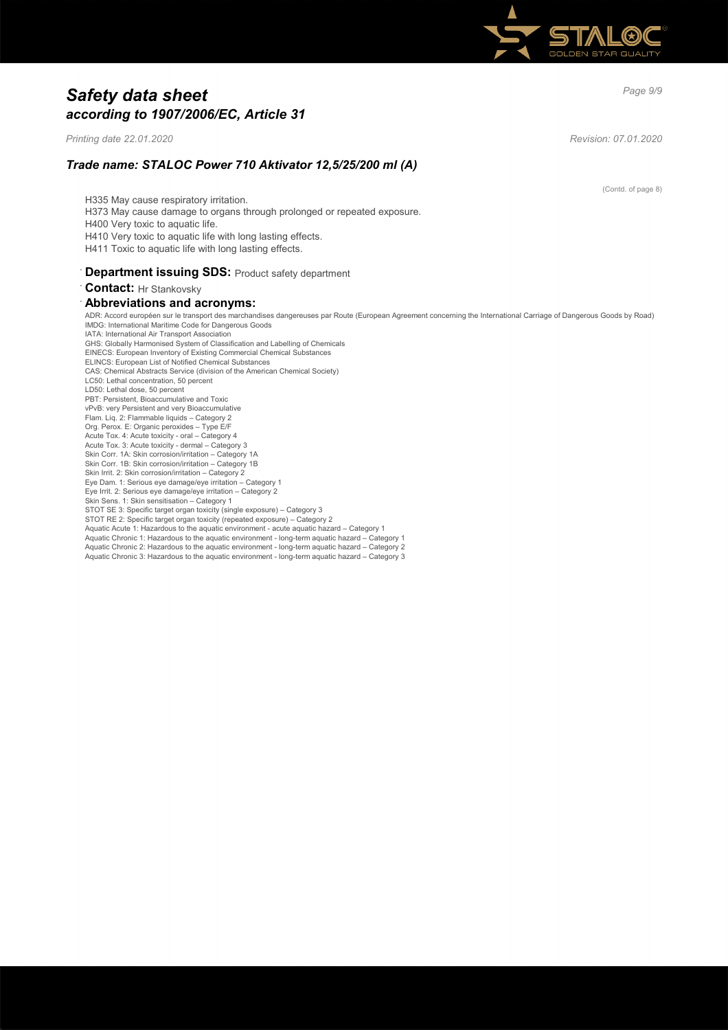# Safety data sheet
## according to 1907/2006/EC, Article 31

*Printing date 22.01.2020* *Revision: 07.01.2020*

### Trade name: STALOC Power 710 Aktivator 12,5/25/200 ml (A)

(Contd. of page 8)

H335 May cause respiratory irritation.
H373 May cause damage to organs through prolonged or repeated exposure.
H400 Very toxic to aquatic life.
H410 Very toxic to aquatic life with long lasting effects.
H411 Toxic to aquatic life with long lasting effects.

· **Department issuing SDS:** Product safety department

· **Contact:** Hr Stankovsky

· **Abbreviations and acronyms:**

ADR: Accord européen sur le transport des marchandises dangereuses par Route (European Agreement concerning the International Carriage of Dangerous Goods by Road)
IMDG: International Maritime Code for Dangerous Goods
IATA: International Air Transport Association
GHS: Globally Harmonised System of Classification and Labelling of Chemicals
EINECS: European Inventory of Existing Commercial Chemical Substances
ELINCS: European List of Notified Chemical Substances
CAS: Chemical Abstracts Service (division of the American Chemical Society)
LC50: Lethal concentration, 50 percent
LD50: Lethal dose, 50 percent
PBT: Persistent, Bioaccumulative and Toxic
vPvB: very Persistent and very Bioaccumulative
Flam. Liq. 2: Flammable liquids – Category 2
Org. Perox. E: Organic peroxides – Type E/F
Acute Tox. 4: Acute toxicity - oral – Category 4
Acute Tox. 3: Acute toxicity - dermal – Category 3
Skin Corr. 1A: Skin corrosion/irritation – Category 1A
Skin Corr. 1B: Skin corrosion/irritation – Category 1B
Skin Irrit. 2: Skin corrosion/irritation – Category 2
Eye Dam. 1: Serious eye damage/eye irritation – Category 1
Eye Irrit. 2: Serious eye damage/eye irritation – Category 2
Skin Sens. 1: Skin sensitisation – Category 1
STOT SE 3: Specific target organ toxicity (single exposure) – Category 3
STOT RE 2: Specific target organ toxicity (repeated exposure) – Category 2
Aquatic Acute 1: Hazardous to the aquatic environment - acute aquatic hazard – Category 1
Aquatic Chronic 1: Hazardous to the aquatic environment - long-term aquatic hazard – Category 1
Aquatic Chronic 2: Hazardous to the aquatic environment - long-term aquatic hazard – Category 2
Aquatic Chronic 3: Hazardous to the aquatic environment - long-term aquatic hazard – Category 3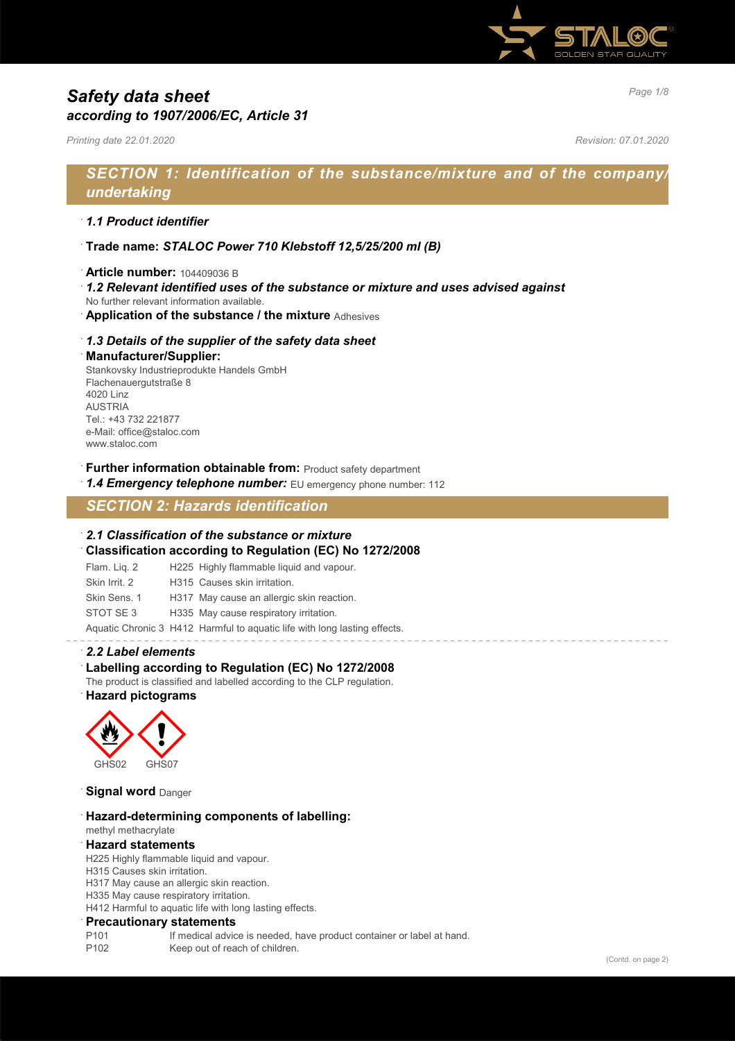# Safety data sheet
## according to 1907/2006/EC, Article 31

*Printing date 22.01.2020* *Revision: 07.01.2020*

## SECTION 1: Identification of the substance/mixture and of the company/undertaking

- ***1.1 Product identifier***
- **Trade name: *STALOC Power 710 Klebstoff 12,5/25/200 ml (B)***
- **Article number:** 104409036 B
- ***1.2 Relevant identified uses of the substance or mixture and uses advised against***
No further relevant information available.
- **Application of the substance / the mixture** Adhesives
- ***1.3 Details of the supplier of the safety data sheet***
- **Manufacturer/Supplier:**
Stankovsky Industrieprodukte Handels GmbH
Flachenauergutstraße 8
4020 Linz
AUSTRIA
Tel.: +43 732 221877
e-Mail: office@staloc.com
www.staloc.com
- **Further information obtainable from:** Product safety department
- ***1.4 Emergency telephone number:*** EU emergency phone number: 112

## SECTION 2: Hazards identification

- ***2.1 Classification of the substance or mixture***
- **Classification according to Regulation (EC) No 1272/2008**

| | |
|---|---|
| Flam. Liq. 2 | H225 Highly flammable liquid and vapour. |
| Skin Irrit. 2 | H315 Causes skin irritation. |
| Skin Sens. 1 | H317 May cause an allergic skin reaction. |
| STOT SE 3 | H335 May cause respiratory irritation. |
| Aquatic Chronic 3 | H412 Harmful to aquatic life with long lasting effects. |

- ***2.2 Label elements***
- **Labelling according to Regulation (EC) No 1272/2008**
The product is classified and labelled according to the CLP regulation.
- **Hazard pictograms**

GHS02 GHS07

- **Signal word** Danger
- **Hazard-determining components of labelling:**
methyl methacrylate
- **Hazard statements**
H225 Highly flammable liquid and vapour.
H315 Causes skin irritation.
H317 May cause an allergic skin reaction.
H335 May cause respiratory irritation.
H412 Harmful to aquatic life with long lasting effects.
- **Precautionary statements**

| | |
|---|---|
| P101 | If medical advice is needed, have product container or label at hand. |
| P102 | Keep out of reach of children. |

(Contd. on page 2)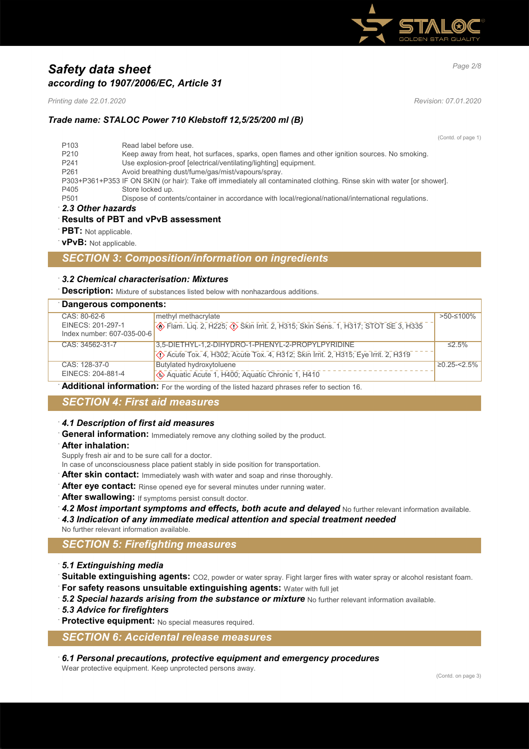# Safety data sheet
## according to 1907/2006/EC, Article 31

*Printing date 22.01.2020* *Revision: 07.01.2020*

### Trade name: STALOC Power 710 Klebstoff 12,5/25/200 ml (B)

(Contd. of page 1)

- P103 Read label before use.
- P210 Keep away from heat, hot surfaces, sparks, open flames and other ignition sources. No smoking.
- P241 Use explosion-proof [electrical/ventilating/lighting] equipment.
- P261 Avoid breathing dust/fume/gas/mist/vapours/spray.
- P303+P361+P353 IF ON SKIN (or hair): Take off immediately all contaminated clothing. Rinse skin with water [or shower].
- P405 Store locked up.
- P501 Dispose of contents/container in accordance with local/regional/national/international regulations.

**2.3 Other hazards**

**Results of PBT and vPvB assessment**

**PBT:** Not applicable.

**vPvB:** Not applicable.

## SECTION 3: Composition/information on ingredients

**3.2 Chemical characterisation: Mixtures**

**Description:** Mixture of substances listed below with nonhazardous additions.

| Dangerous components: | | |
|---|---|---|
| CAS: 80-62-6<br>EINECS: 201-297-1<br>Index number: 607-035-00-6 | methyl methacrylate<br>Flam. Liq. 2, H225; Skin Irrit. 2, H315; Skin Sens. 1, H317; STOT SE 3, H335 | >50-≤100% |
| CAS: 34562-31-7 | 3,5-DIETHYL-1,2-DIHYDRO-1-PHENYL-2-PROPYLPYRIDINE<br>Acute Tox. 4, H302; Acute Tox. 4, H312; Skin Irrit. 2, H315; Eye Irrit. 2, H319 | ≤2.5% |
| CAS: 128-37-0<br>EINECS: 204-881-4 | Butylated hydroxytoluene<br>Aquatic Acute 1, H400; Aquatic Chronic 1, H410 | ≥0.25-<2.5% |

**Additional information:** For the wording of the listed hazard phrases refer to section 16.

## SECTION 4: First aid measures

**4.1 Description of first aid measures**

**General information:** Immediately remove any clothing soiled by the product.

**After inhalation:**
Supply fresh air and to be sure call for a doctor.
In case of unconsciousness place patient stably in side position for transportation.

**After skin contact:** Immediately wash with water and soap and rinse thoroughly.

**After eye contact:** Rinse opened eye for several minutes under running water.

**After swallowing:** If symptoms persist consult doctor.

***4.2 Most important symptoms and effects, both acute and delayed*** No further relevant information available.

***4.3 Indication of any immediate medical attention and special treatment needed***
No further relevant information available.

## SECTION 5: Firefighting measures

**5.1 Extinguishing media**

**Suitable extinguishing agents:** CO2, powder or water spray. Fight larger fires with water spray or alcohol resistant foam.

**For safety reasons unsuitable extinguishing agents:** Water with full jet

***5.2 Special hazards arising from the substance or mixture*** No further relevant information available.

**5.3 Advice for firefighters**

**Protective equipment:** No special measures required.

## SECTION 6: Accidental release measures

**6.1 Personal precautions, protective equipment and emergency procedures**
Wear protective equipment. Keep unprotected persons away.

(Contd. on page 3)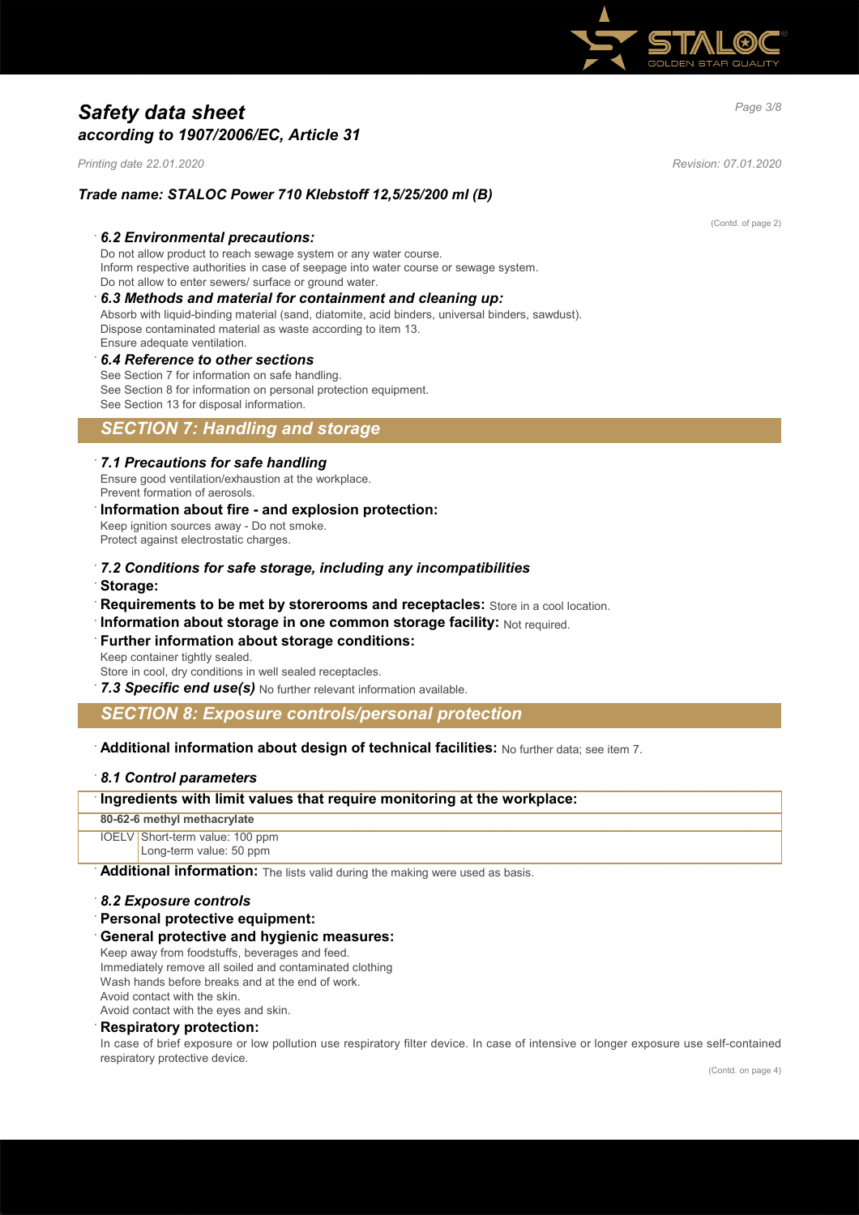# Safety data sheet
## according to 1907/2006/EC, Article 31

*Printing date 22.01.2020* *Revision: 07.01.2020*

### Trade name: STALOC Power 710 Klebstoff 12,5/25/200 ml (B)

(Contd. of page 2)

**6.2 Environmental precautions:**
Do not allow product to reach sewage system or any water course.
Inform respective authorities in case of seepage into water course or sewage system.
Do not allow to enter sewers/ surface or ground water.

**6.3 Methods and material for containment and cleaning up:**
Absorb with liquid-binding material (sand, diatomite, acid binders, universal binders, sawdust).
Dispose contaminated material as waste according to item 13.
Ensure adequate ventilation.

**6.4 Reference to other sections**
See Section 7 for information on safe handling.
See Section 8 for information on personal protection equipment.
See Section 13 for disposal information.

## SECTION 7: Handling and storage

**7.1 Precautions for safe handling**
Ensure good ventilation/exhaustion at the workplace.
Prevent formation of aerosols.

**Information about fire - and explosion protection:**
Keep ignition sources away - Do not smoke.
Protect against electrostatic charges.

**7.2 Conditions for safe storage, including any incompatibilities**

**Storage:**

**Requirements to be met by storerooms and receptacles:** Store in a cool location.

**Information about storage in one common storage facility:** Not required.

**Further information about storage conditions:**
Keep container tightly sealed.
Store in cool, dry conditions in well sealed receptacles.

**7.3 Specific end use(s)** No further relevant information available.

## SECTION 8: Exposure controls/personal protection

**Additional information about design of technical facilities:** No further data; see item 7.

**8.1 Control parameters**

| Ingredients with limit values that require monitoring at the workplace: | |
|---|---|
| **80-62-6 methyl methacrylate** | |
| IOELV | Short-term value: 100 ppm<br>Long-term value: 50 ppm |

**Additional information:** The lists valid during the making were used as basis.

**8.2 Exposure controls**

**Personal protective equipment:**

**General protective and hygienic measures:**
Keep away from foodstuffs, beverages and feed.
Immediately remove all soiled and contaminated clothing
Wash hands before breaks and at the end of work.
Avoid contact with the skin.
Avoid contact with the eyes and skin.

**Respiratory protection:**
In case of brief exposure or low pollution use respiratory filter device. In case of intensive or longer exposure use self-contained respiratory protective device.

(Contd. on page 4)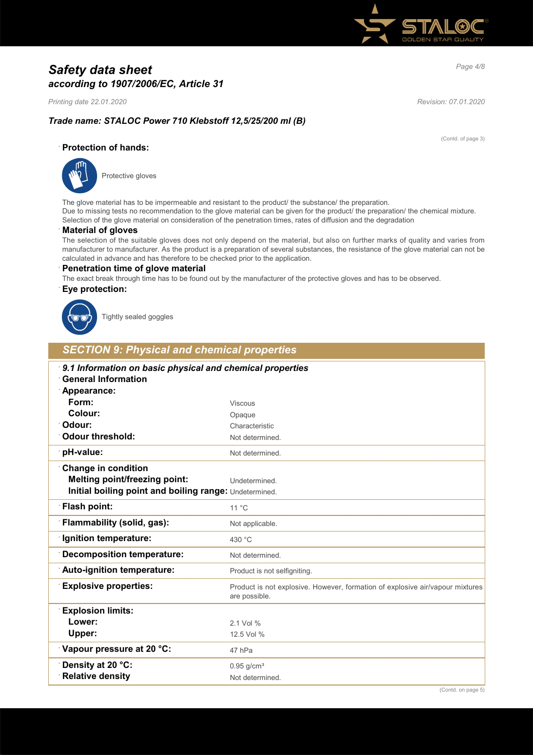(Contd. of page 3)

**Protection of hands:**

Protective gloves

The glove material has to be impermeable and resistant to the product/ the substance/ the preparation.
Due to missing tests no recommendation to the glove material can be given for the product/ the preparation/ the chemical mixture.
Selection of the glove material on consideration of the penetration times, rates of diffusion and the degradation

**Material of gloves**

The selection of the suitable gloves does not only depend on the material, but also on further marks of quality and varies from manufacturer to manufacturer. As the product is a preparation of several substances, the resistance of the glove material can not be calculated in advance and has therefore to be checked prior to the application.

**Penetration time of glove material**

The exact break through time has to be found out by the manufacturer of the protective gloves and has to be observed.

**Eye protection:**

Tightly sealed goggles

## SECTION 9: Physical and chemical properties

| ***9.1 Information on basic physical and chemical properties*** | |
|---|---|
| **General Information** | |
| **Appearance:** | |
| **Form:** | Viscous |
| **Colour:** | Opaque |
| **Odour:** | Characteristic |
| **Odour threshold:** | Not determined. |
| **pH-value:** | Not determined. |
| **Change in condition** | |
| **Melting point/freezing point:** | Undetermined. |
| **Initial boiling point and boiling range:** | Undetermined. |
| **Flash point:** | 11 °C |
| **Flammability (solid, gas):** | Not applicable. |
| **Ignition temperature:** | 430 °C |
| **Decomposition temperature:** | Not determined. |
| **Auto-ignition temperature:** | Product is not selfigniting. |
| **Explosive properties:** | Product is not explosive. However, formation of explosive air/vapour mixtures are possible. |
| **Explosion limits:** | |
| **Lower:** | 2.1 Vol % |
| **Upper:** | 12.5 Vol % |
| **Vapour pressure at 20 °C:** | 47 hPa |
| **Density at 20 °C:** | 0.95 g/cm³ |
| **Relative density** | Not determined. |

(Contd. on page 5)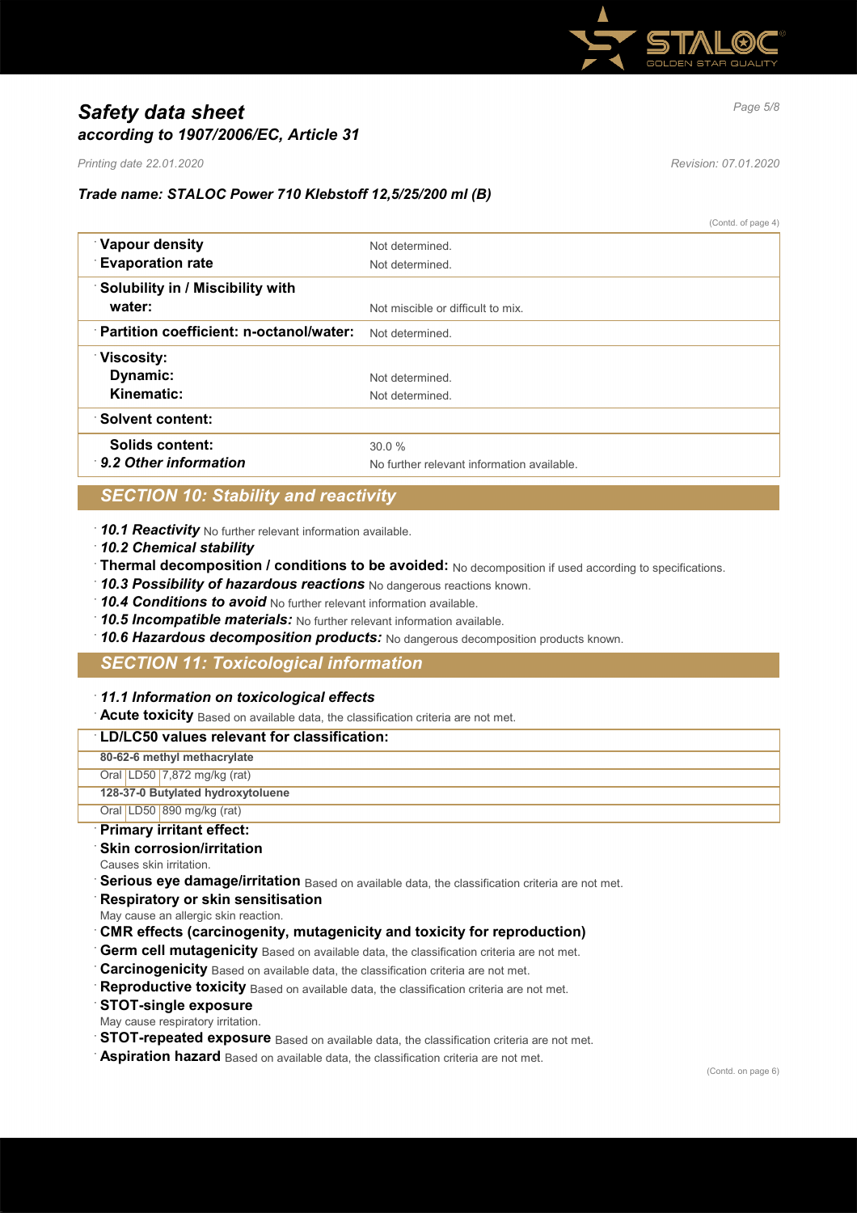(Contd. of page 4)

| | |
|---|---|
| · **Vapour density** | Not determined. |
| · **Evaporation rate** | Not determined. |
| · **Solubility in / Miscibility with water:** | Not miscible or difficult to mix. |
| · **Partition coefficient: n-octanol/water:** | Not determined. |
| · **Viscosity:** | |
| **Dynamic:** | Not determined. |
| **Kinematic:** | Not determined. |
| · **Solvent content:** | |
| **Solids content:** | 30.0 % |
| · ***9.2 Other information*** | No further relevant information available. |

## SECTION 10: Stability and reactivity

· ***10.1 Reactivity*** No further relevant information available.
· ***10.2 Chemical stability***
· **Thermal decomposition / conditions to be avoided:** No decomposition if used according to specifications.
· ***10.3 Possibility of hazardous reactions*** No dangerous reactions known.
· ***10.4 Conditions to avoid*** No further relevant information available.
· ***10.5 Incompatible materials:*** No further relevant information available.
· ***10.6 Hazardous decomposition products:*** No dangerous decomposition products known.

## SECTION 11: Toxicological information

· ***11.1 Information on toxicological effects***
· **Acute toxicity** Based on available data, the classification criteria are not met.

| · **LD/LC50 values relevant for classification:** | | |
|---|---|---|
| **80-62-6 methyl methacrylate** | | |
| Oral | LD50 | 7,872 mg/kg (rat) |
| **128-37-0 Butylated hydroxytoluene** | | |
| Oral | LD50 | 890 mg/kg (rat) |

· **Primary irritant effect:**
· **Skin corrosion/irritation**
Causes skin irritation.
· **Serious eye damage/irritation** Based on available data, the classification criteria are not met.
· **Respiratory or skin sensitisation**
May cause an allergic skin reaction.
· **CMR effects (carcinogenity, mutagenicity and toxicity for reproduction)**
· **Germ cell mutagenicity** Based on available data, the classification criteria are not met.
· **Carcinogenicity** Based on available data, the classification criteria are not met.
· **Reproductive toxicity** Based on available data, the classification criteria are not met.
· **STOT-single exposure**
May cause respiratory irritation.
· **STOT-repeated exposure** Based on available data, the classification criteria are not met.
· **Aspiration hazard** Based on available data, the classification criteria are not met.

(Contd. on page 6)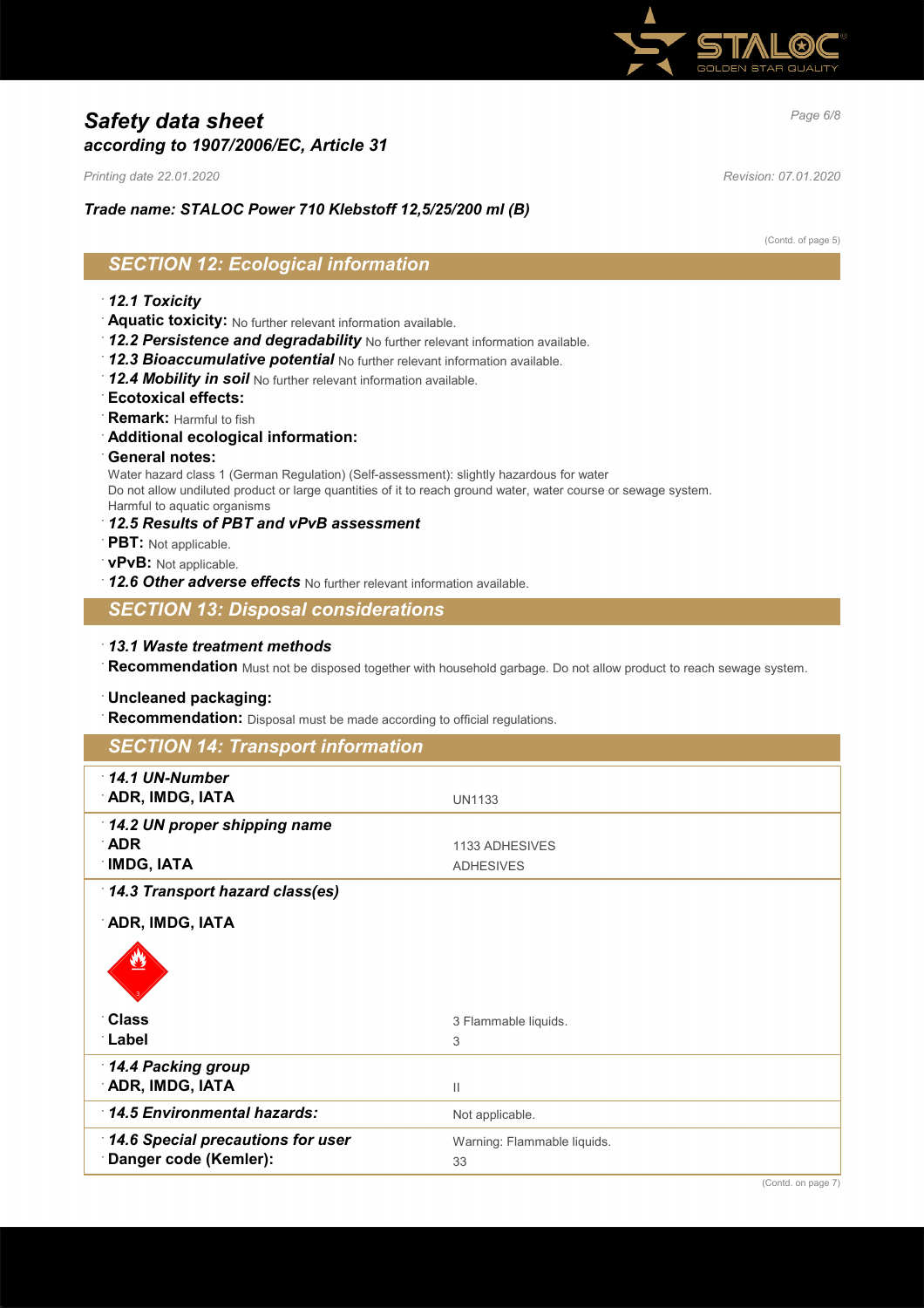## Safety data sheet
### according to 1907/2006/EC, Article 31

*Printing date 22.01.2020* *Revision: 07.01.2020*

***Trade name: STALOC Power 710 Klebstoff 12,5/25/200 ml (B)***

(Contd. of page 5)

## SECTION 12: Ecological information

- ***12.1 Toxicity***
- **Aquatic toxicity:** No further relevant information available.
- ***12.2 Persistence and degradability*** No further relevant information available.
- ***12.3 Bioaccumulative potential*** No further relevant information available.
- ***12.4 Mobility in soil*** No further relevant information available.
- **Ecotoxical effects:**
- **Remark:** Harmful to fish
- **Additional ecological information:**
- **General notes:**

  Water hazard class 1 (German Regulation) (Self-assessment): slightly hazardous for water
  Do not allow undiluted product or large quantities of it to reach ground water, water course or sewage system.
  Harmful to aquatic organisms
- ***12.5 Results of PBT and vPvB assessment***
- **PBT:** Not applicable.
- **vPvB:** Not applicable.
- ***12.6 Other adverse effects*** No further relevant information available.

## SECTION 13: Disposal considerations

- ***13.1 Waste treatment methods***
- **Recommendation** Must not be disposed together with household garbage. Do not allow product to reach sewage system.

- **Uncleaned packaging:**
- **Recommendation:** Disposal must be made according to official regulations.

## SECTION 14: Transport information

| | |
|---|---|
| ***14.1 UN-Number*** | |
| **ADR, IMDG, IATA** | UN1133 |
| ***14.2 UN proper shipping name*** | |
| **ADR** | 1133 ADHESIVES |
| **IMDG, IATA** | ADHESIVES |
| ***14.3 Transport hazard class(es)*** | |
| **ADR, IMDG, IATA** | |
| **Class** | 3 Flammable liquids. |
| **Label** | 3 |
| ***14.4 Packing group*** | |
| **ADR, IMDG, IATA** | II |
| ***14.5 Environmental hazards:*** | Not applicable. |
| ***14.6 Special precautions for user*** | Warning: Flammable liquids. |
| **Danger code (Kemler):** | 33 |

(Contd. on page 7)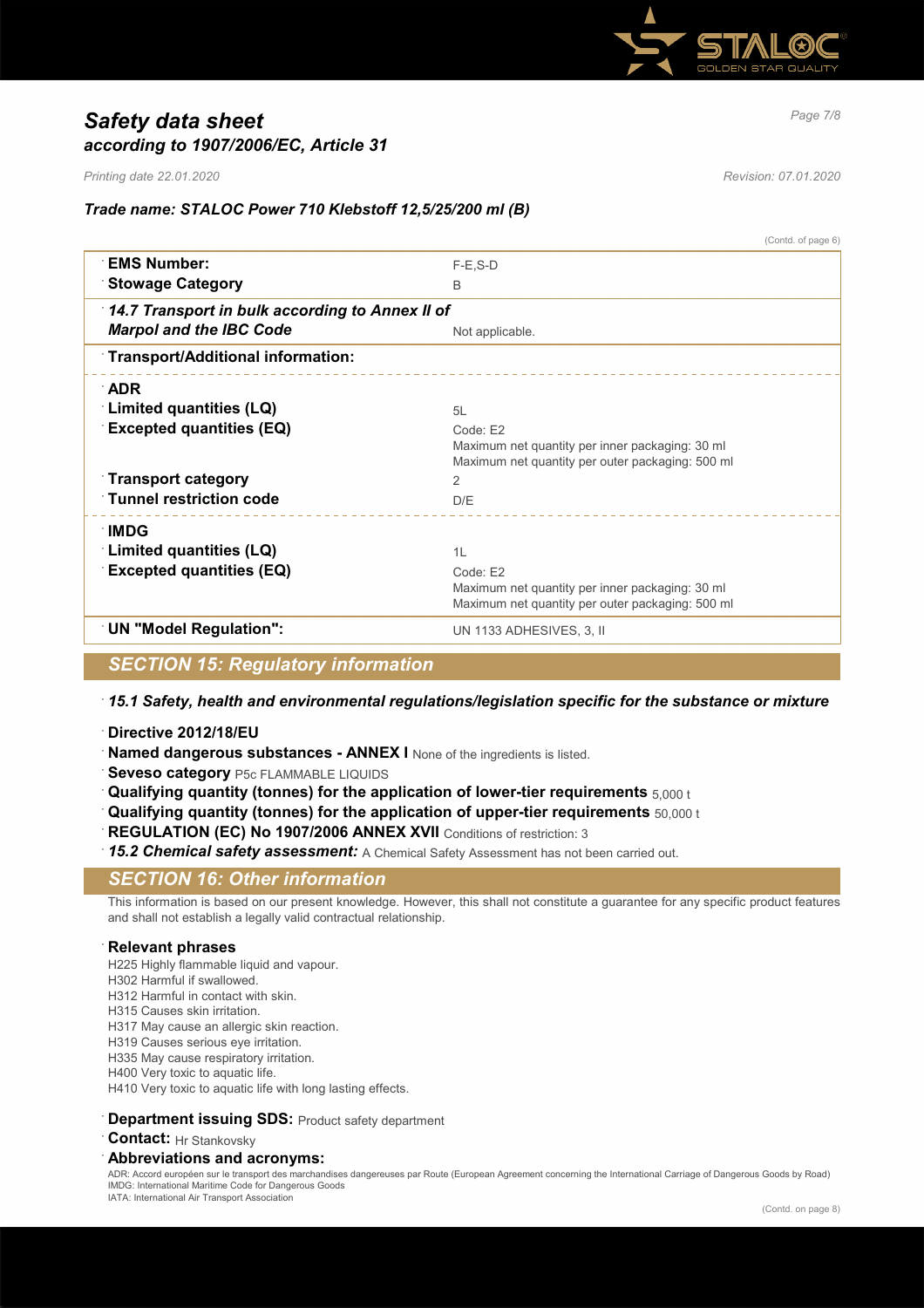(Contd. of page 6)

| | |
|---|---|
| **EMS Number:** | F-E,S-D |
| **Stowage Category** | B |
| ***14.7 Transport in bulk according to Annex II of Marpol and the IBC Code*** | Not applicable. |
| **Transport/Additional information:** | |
| **ADR** | |
| **Limited quantities (LQ)** | 5L |
| **Excepted quantities (EQ)** | Code: E2<br>Maximum net quantity per inner packaging: 30 ml<br>Maximum net quantity per outer packaging: 500 ml |
| **Transport category** | 2 |
| **Tunnel restriction code** | D/E |
| **IMDG** | |
| **Limited quantities (LQ)** | 1L |
| **Excepted quantities (EQ)** | Code: E2<br>Maximum net quantity per inner packaging: 30 ml<br>Maximum net quantity per outer packaging: 500 ml |
| **UN "Model Regulation":** | UN 1133 ADHESIVES, 3, II |

## SECTION 15: Regulatory information

***15.1 Safety, health and environmental regulations/legislation specific for the substance or mixture***

**Directive 2012/18/EU**

**Named dangerous substances - ANNEX I** None of the ingredients is listed.

**Seveso category** P5c FLAMMABLE LIQUIDS

**Qualifying quantity (tonnes) for the application of lower-tier requirements** 5,000 t

**Qualifying quantity (tonnes) for the application of upper-tier requirements** 50,000 t

**REGULATION (EC) No 1907/2006 ANNEX XVII** Conditions of restriction: 3

***15.2 Chemical safety assessment:*** A Chemical Safety Assessment has not been carried out.

## SECTION 16: Other information

This information is based on our present knowledge. However, this shall not constitute a guarantee for any specific product features and shall not establish a legally valid contractual relationship.

**Relevant phrases**

H225 Highly flammable liquid and vapour.
H302 Harmful if swallowed.
H312 Harmful in contact with skin.
H315 Causes skin irritation.
H317 May cause an allergic skin reaction.
H319 Causes serious eye irritation.
H335 May cause respiratory irritation.
H400 Very toxic to aquatic life.
H410 Very toxic to aquatic life with long lasting effects.

**Department issuing SDS:** Product safety department

**Contact:** Hr Stankovsky

**Abbreviations and acronyms:**

ADR: Accord européen sur le transport des marchandises dangereuses par Route (European Agreement concerning the International Carriage of Dangerous Goods by Road)
IMDG: International Maritime Code for Dangerous Goods
IATA: International Air Transport Association

(Contd. on page 8)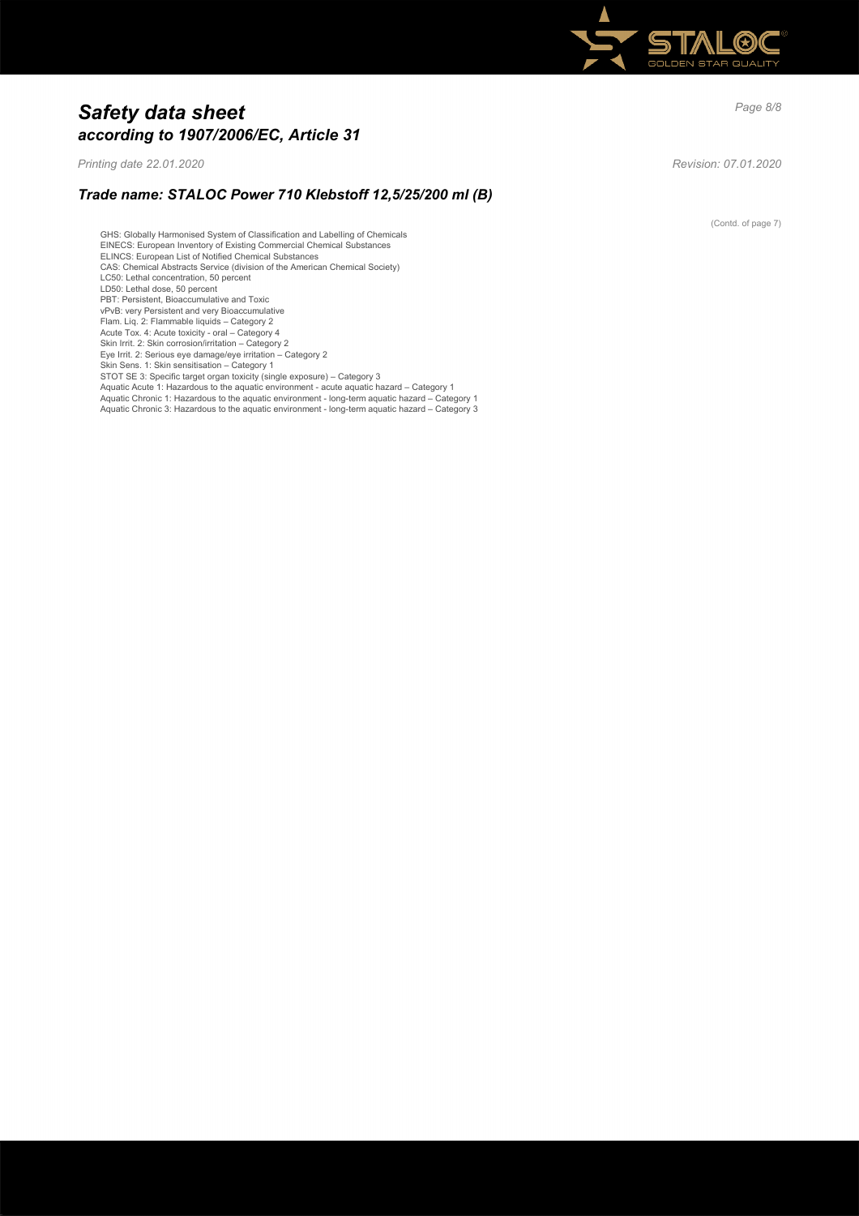(Contd. of page 7)

GHS: Globally Harmonised System of Classification and Labelling of Chemicals
EINECS: European Inventory of Existing Commercial Chemical Substances
ELINCS: European List of Notified Chemical Substances
CAS: Chemical Abstracts Service (division of the American Chemical Society)
LC50: Lethal concentration, 50 percent
LD50: Lethal dose, 50 percent
PBT: Persistent, Bioaccumulative and Toxic
vPvB: very Persistent and very Bioaccumulative
Flam. Liq. 2: Flammable liquids – Category 2
Acute Tox. 4: Acute toxicity - oral – Category 4
Skin Irrit. 2: Skin corrosion/irritation – Category 2
Eye Irrit. 2: Serious eye damage/eye irritation – Category 2
Skin Sens. 1: Skin sensitisation – Category 1
STOT SE 3: Specific target organ toxicity (single exposure) – Category 3
Aquatic Acute 1: Hazardous to the aquatic environment - acute aquatic hazard – Category 1
Aquatic Chronic 1: Hazardous to the aquatic environment - long-term aquatic hazard – Category 1
Aquatic Chronic 3: Hazardous to the aquatic environment - long-term aquatic hazard – Category 3